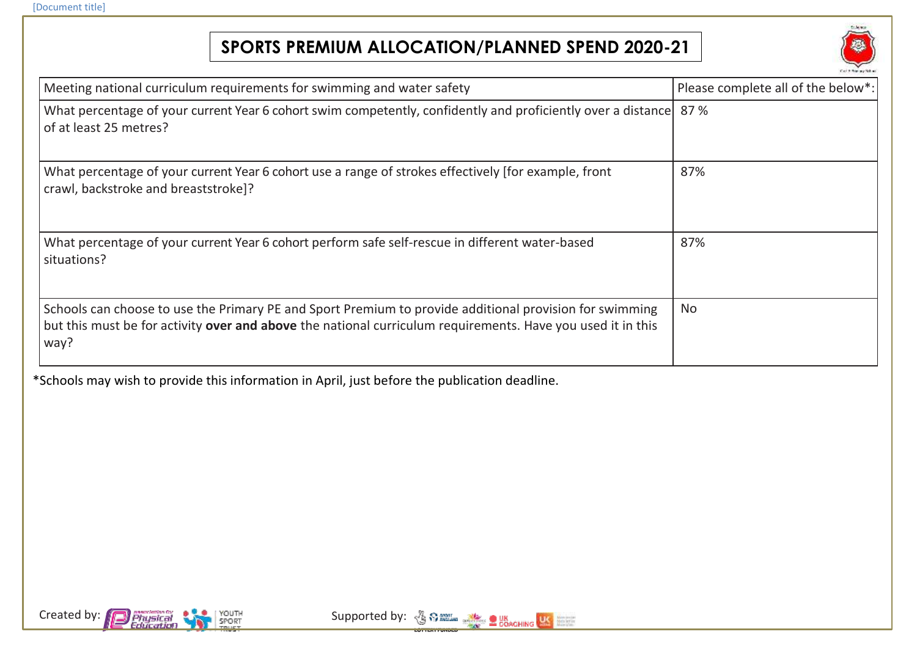# SPORTS PREMIUM ALLOCATION/PLANNED SPEND 2020-21

| Meeting national curriculum requirements for swimming and water safety | Please complete all of the below*: |
|---|---|
| What percentage of your current Year 6 cohort swim competently, confidently and proficiently over a distance of at least 25 metres? | 87 % |
| What percentage of your current Year 6 cohort use a range of strokes effectively [for example, front crawl, backstroke and breaststroke]? | 87% |
| What percentage of your current Year 6 cohort perform safe self-rescue in different water-based situations? | 87% |
| Schools can choose to use the Primary PE and Sport Premium to provide additional provision for swimming but this must be for activity **over and above** the national curriculum requirements. Have you used it in this way? | No |

*Schools may wish to provide this information in April, just before the publication deadline.

Created by: Supported by: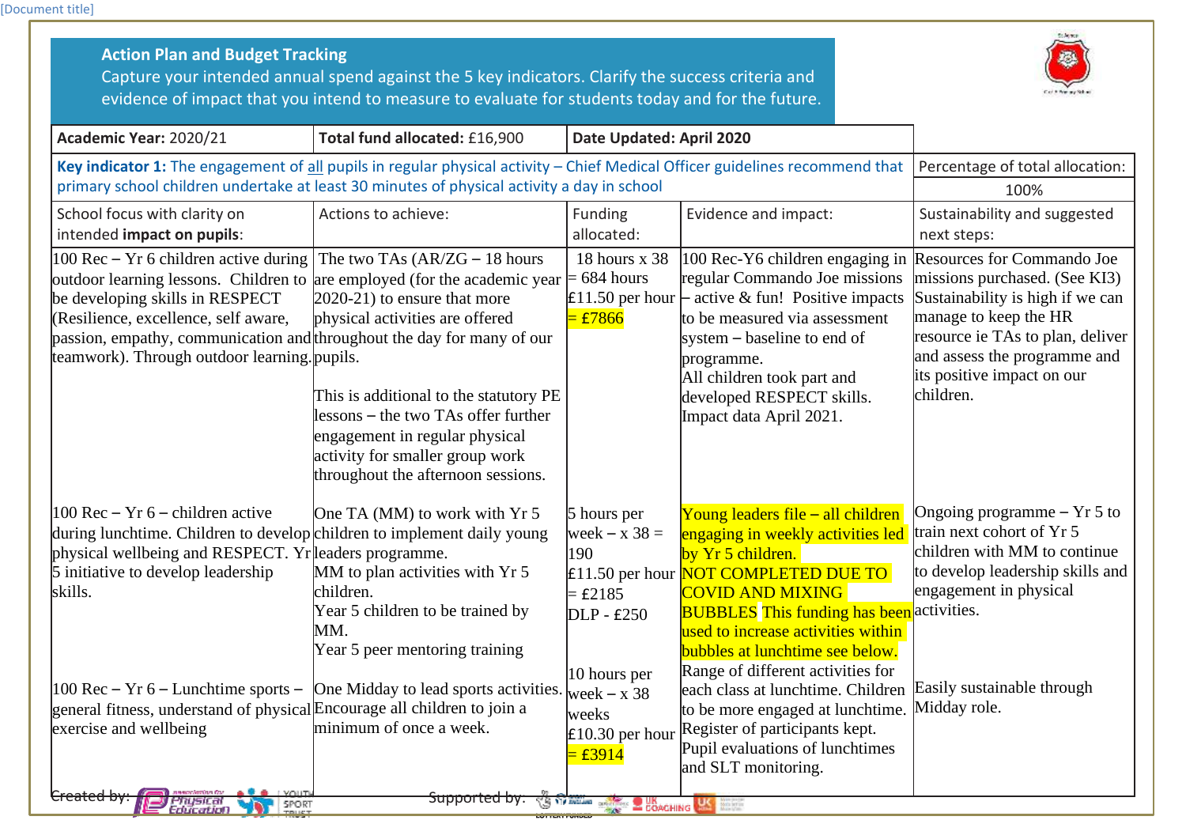## Action Plan and Budget Tracking

Capture your intended annual spend against the 5 key indicators. Clarify the success criteria and evidence of impact that you intend to measure to evaluate for students today and for the future.

| Academic Year: 2020/21 | Total fund allocated: £16,900 | Date Updated: April 2020 | | |
|---|---|---|---|---|
| **Key indicator 1:** The engagement of all pupils in regular physical activity – Chief Medical Officer guidelines recommend that primary school children undertake at least 30 minutes of physical activity a day in school | | | | Percentage of total allocation: 100% |
| School focus with clarity on intended **impact on pupils**: | Actions to achieve: | Funding allocated: | Evidence and impact: | Sustainability and suggested next steps: |
| 100 Rec – Yr 6 children active during outdoor learning lessons. Children to be developing skills in RESPECT (Resilience, excellence, self aware, passion, empathy, communication and teamwork). Through outdoor learning. | The two TAs (AR/ZG – 18 hours are employed (for the academic year 2020-21) to ensure that more physical activities are offered throughout the day for many of our pupils.<br><br>This is additional to the statutory PE lessons – the two TAs offer further engagement in regular physical activity for smaller group work throughout the afternoon sessions. | 18 hours x 38 = 684 hours £11.50 per hour = £7866 | 100 Rec-Y6 children engaging in regular Commando Joe missions – active & fun! Positive impacts to be measured via assessment system – baseline to end of programme.<br>All children took part and developed RESPECT skills.<br>Impact data April 2021. | Resources for Commando Joe missions purchased. (See KI3) Sustainability is high if we can manage to keep the HR resource ie TAs to plan, deliver and assess the programme and its positive impact on our children. |
| 100 Rec – Yr 6 – children active during lunchtime. Children to develop physical wellbeing and RESPECT. Yr 5 initiative to develop leadership skills. | One TA (MM) to work with Yr 5 children to implement daily young leaders programme.<br>MM to plan activities with Yr 5 children.<br>Year 5 children to be trained by MM.<br>Year 5 peer mentoring training | 5 hours per week – x 38 = 190<br>£11.50 per hour = £2185<br>DLP - £250 | Young leaders file – all children engaging in weekly activities led by Yr 5 children. NOT COMPLETED DUE TO COVID AND MIXING BUBBLES This funding has been used to increase activities within bubbles at lunchtime see below. | Ongoing programme – Yr 5 to train next cohort of Yr 5 children with MM to continue to develop leadership skills and engagement in physical activities. |
| 100 Rec – Yr 6 – Lunchtime sports – general fitness, understand of physical exercise and wellbeing | One Midday to lead sports activities. Encourage all children to join a minimum of once a week. | 10 hours per week – x 38 weeks<br>£10.30 per hour = £3914 | Range of different activities for each class at lunchtime. Children to be more engaged at lunchtime. Register of participants kept. Pupil evaluations of lunchtimes and SLT monitoring. | Easily sustainable through Midday role. |

Created by: Association for Physical Education, Youth Sport Trust

Supported by: Sport England, UK Coaching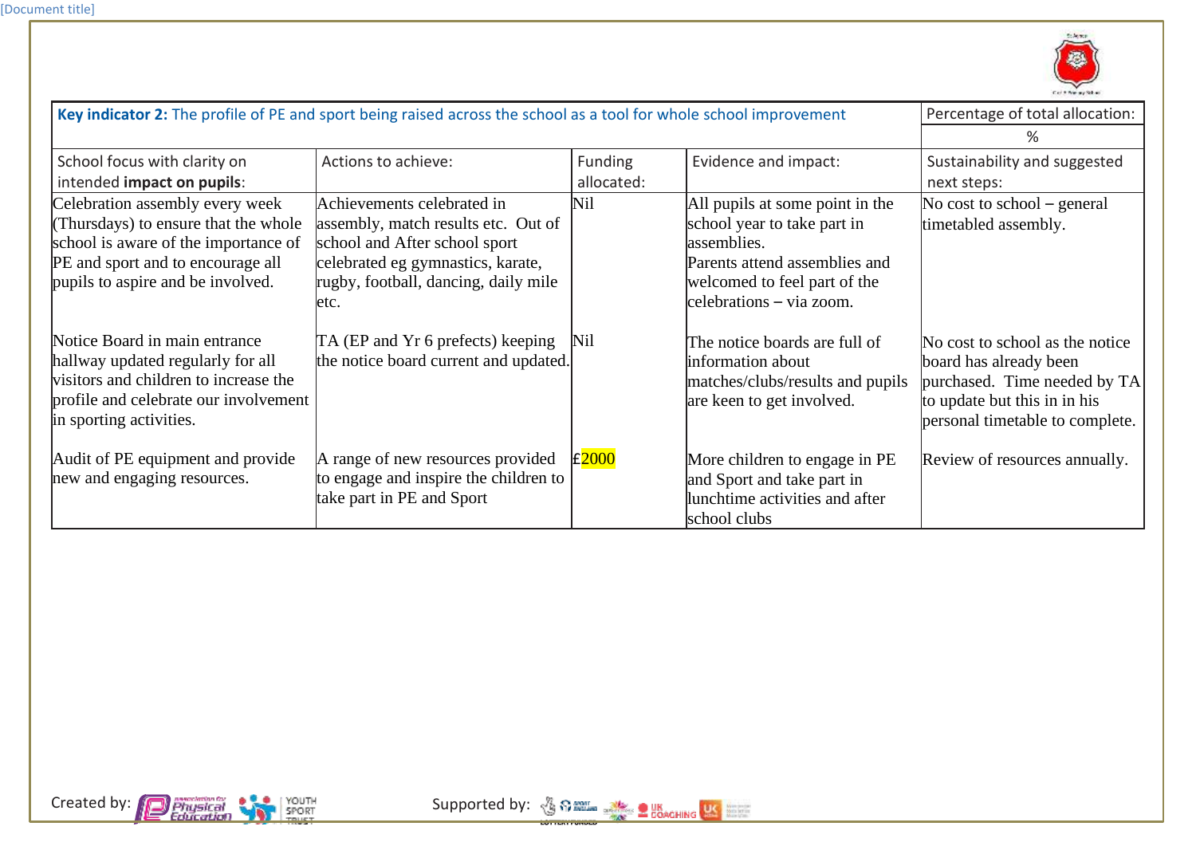| **Key indicator 2:** The profile of PE and sport being raised across the school as a tool for whole school improvement | | | | Percentage of total allocation: |
|---|---|---|---|---|
| | | | | % |
| School focus with clarity on intended **impact on pupils**: | Actions to achieve: | Funding allocated: | Evidence and impact: | Sustainability and suggested next steps: |
| Celebration assembly every week (Thursdays) to ensure that the whole school is aware of the importance of PE and sport and to encourage all pupils to aspire and be involved. | Achievements celebrated in assembly, match results etc. Out of school and After school sport celebrated eg gymnastics, karate, rugby, football, dancing, daily mile etc. | Nil | All pupils at some point in the school year to take part in assemblies. Parents attend assemblies and welcomed to feel part of the celebrations – via zoom. | No cost to school – general timetabled assembly. |
| Notice Board in main entrance hallway updated regularly for all visitors and children to increase the profile and celebrate our involvement in sporting activities. | TA (EP and Yr 6 prefects) keeping the notice board current and updated. | Nil | The notice boards are full of information about matches/clubs/results and pupils are keen to get involved. | No cost to school as the notice board has already been purchased. Time needed by TA to update but this in in his personal timetable to complete. |
| Audit of PE equipment and provide new and engaging resources. | A range of new resources provided to engage and inspire the children to take part in PE and Sport | £2000 | More children to engage in PE and Sport and take part in lunchtime activities and after school clubs | Review of resources annually. |

Created by: Association for Physical Education, Youth Sport Trust

Supported by: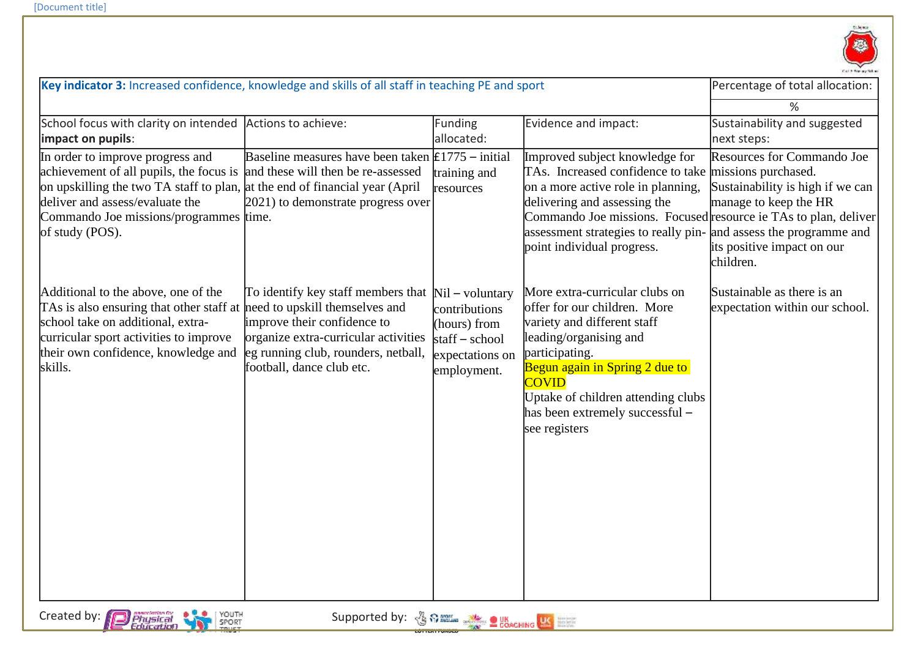| **Key indicator 3:** Increased confidence, knowledge and skills of all staff in teaching PE and sport | | | | Percentage of total allocation: |
|---|---|---|---|---|
| | | | | % |
| School focus with clarity on intended **impact on pupils**: | Actions to achieve: | Funding allocated: | Evidence and impact: | Sustainability and suggested next steps: |
| In order to improve progress and achievement of all pupils, the focus is on upskilling the two TA staff to plan, deliver and assess/evaluate the Commando Joe missions/programmes of study (POS). | Baseline measures have been taken and these will then be re-assessed at the end of financial year (April 2021) to demonstrate progress over time. | £1775 – initial training and resources | Improved subject knowledge for TAs. Increased confidence to take on a more active role in planning, delivering and assessing the Commando Joe missions. Focused assessment strategies to really pin-point individual progress. | Resources for Commando Joe missions purchased. Sustainability is high if we can manage to keep the HR resource ie TAs to plan, deliver and assess the programme and its positive impact on our children. |
| Additional to the above, one of the TAs is also ensuring that other staff at school take on additional, extra-curricular sport activities to improve their own confidence, knowledge and skills. | To identify key staff members that need to upskill themselves and improve their confidence to organize extra-curricular activities eg running club, rounders, netball, football, dance club etc. | Nil – voluntary contributions (hours) from staff – school expectations on employment. | More extra-curricular clubs on offer for our children. More variety and different staff leading/organising and participating. Begun again in Spring 2 due to COVID Uptake of children attending clubs has been extremely successful – see registers | Sustainable as there is an expectation within our school. |

Created by: Supported by: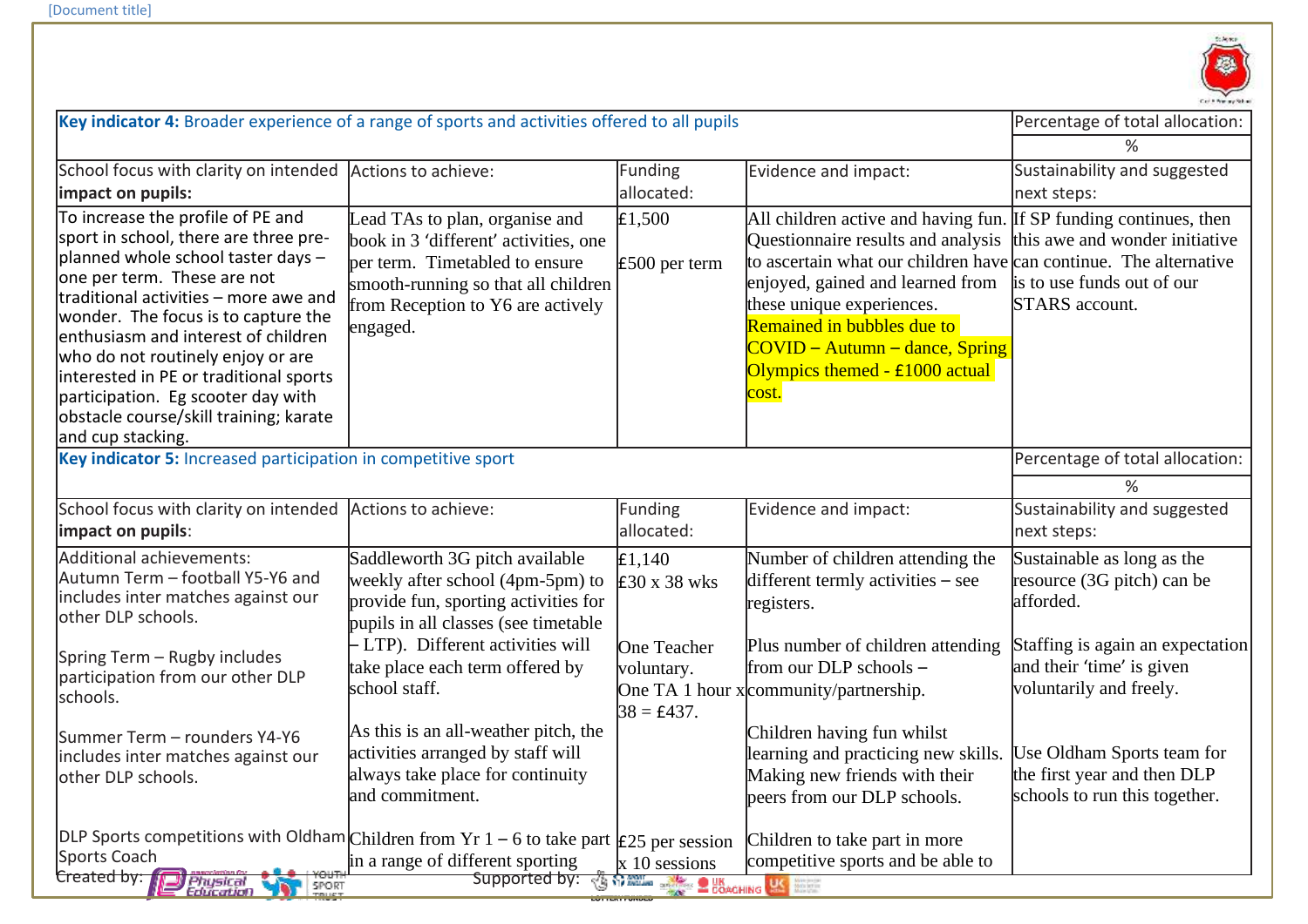| **Key indicator 4:** Broader experience of a range of sports and activities offered to all pupils | | | | Percentage of total allocation: |
|---|---|---|---|---|
| | | | | % |
| School focus with clarity on intended **impact on pupils:** | Actions to achieve: | Funding allocated: | Evidence and impact: | Sustainability and suggested next steps: |
| To increase the profile of PE and sport in school, there are three pre-planned whole school taster days – one per term. These are not traditional activities – more awe and wonder. The focus is to capture the enthusiasm and interest of children who do not routinely enjoy or are interested in PE or traditional sports participation. Eg scooter day with obstacle course/skill training; karate and cup stacking. | Lead TAs to plan, organise and book in 3 'different' activities, one per term. Timetabled to ensure smooth-running so that all children from Reception to Y6 are actively engaged. | £1,500<br><br>£500 per term | All children active and having fun. Questionnaire results and analysis to ascertain what our children have enjoyed, gained and learned from these unique experiences.<br>Remained in bubbles due to COVID – Autumn – dance, Spring Olympics themed - £1000 actual cost. | If SP funding continues, then this awe and wonder initiative can continue. The alternative is to use funds out of our STARS account. |

| **Key indicator 5:** Increased participation in competitive sport | | | | Percentage of total allocation: |
|---|---|---|---|---|
| | | | | % |
| School focus with clarity on intended **impact on pupils**: | Actions to achieve: | Funding allocated: | Evidence and impact: | Sustainability and suggested next steps: |
| Additional achievements:<br>Autumn Term – football Y5-Y6 and includes inter matches against our other DLP schools.<br><br>Spring Term – Rugby includes participation from our other DLP schools.<br><br>Summer Term – rounders Y4-Y6 includes inter matches against our other DLP schools. | Saddleworth 3G pitch available weekly after school (4pm-5pm) to provide fun, sporting activities for pupils in all classes (see timetable – LTP). Different activities will take place each term offered by school staff.<br><br>As this is an all-weather pitch, the activities arranged by staff will always take place for continuity and commitment. | £1,140<br>£30 x 38 wks<br><br>One Teacher voluntary.<br>One TA 1 hour x 38 = £437. | Number of children attending the different termly activities – see registers.<br><br>Plus number of children attending from our DLP schools – community/partnership.<br><br>Children having fun whilst learning and practicing new skills. Making new friends with their peers from our DLP schools. | Sustainable as long as the resource (3G pitch) can be afforded.<br><br>Staffing is again an expectation and their 'time' is given voluntarily and freely.<br><br>Use Oldham Sports team for the first year and then DLP schools to run this together. |
| DLP Sports competitions with Oldham Sports Coach | Children from Yr 1 – 6 to take part in a range of different sporting | £25 per session x 10 sessions | Children to take part in more competitive sports and be able to | |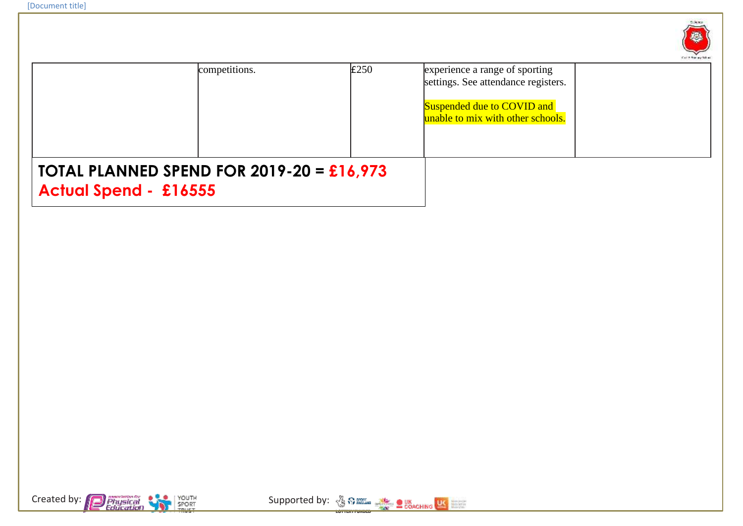| | | | | |
|---|---|---|---|---|
| | competitions. | £250 | experience a range of sporting settings. See attendance registers.<br><br>Suspended due to COVID and unable to mix with other schools. | |

**TOTAL PLANNED SPEND FOR 2019-20 = £16,973**
**Actual Spend - £16555**

Created by: Association for Physical Education, Youth Sport Trust

Supported by: Sport England, UK Coaching, UK Active